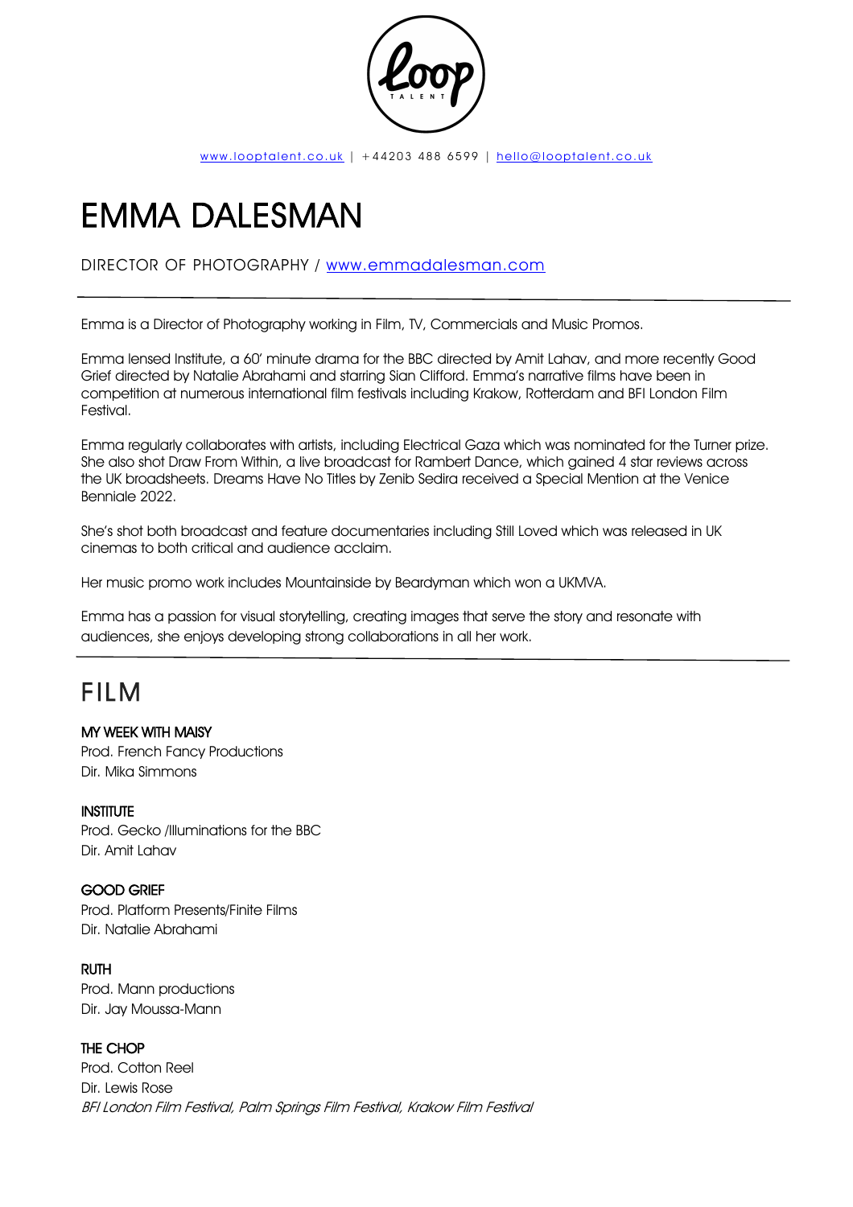www.looptalent.co.uk | +44203 488 6599 | hello@looptalent.co.uk

# EMMA DALESMAN

DIRECTOR OF PHOTOGRAPHY / www.emmadalesman.com

---

Emma is a Director of Photography working in Film, TV, Commercials and Music Promos.

Emma lensed Institute, a 60' minute drama for the BBC directed by Amit Lahav, and more recently Good Grief directed by Natalie Abrahami and starring Sian Clifford. Emma's narrative films have been in competition at numerous international film festivals including Krakow, Rotterdam and BFI London Film Festival.

Emma regularly collaborates with artists, including Electrical Gaza which was nominated for the Turner prize. She also shot Draw From Within, a live broadcast for Rambert Dance, which gained 4 star reviews across the UK broadsheets. Dreams Have No Titles by Zenib Sedira received a Special Mention at the Venice Benniale 2022.

She's shot both broadcast and feature documentaries including Still Loved which was released in UK cinemas to both critical and audience acclaim.

Her music promo work includes Mountainside by Beardyman which won a UKMVA.

Emma has a passion for visual storytelling, creating images that serve the story and resonate with audiences, she enjoys developing strong collaborations in all her work.

---

## FILM

**MY WEEK WITH MAISY**
Prod. French Fancy Productions
Dir. Mika Simmons

**INSTITUTE**
Prod. Gecko /Illuminations for the BBC
Dir. Amit Lahav

**GOOD GRIEF**
Prod. Platform Presents/Finite Films
Dir. Natalie Abrahami

**RUTH**
Prod. Mann productions
Dir. Jay Moussa-Mann

**THE CHOP**
Prod. Cotton Reel
Dir. Lewis Rose
*BFI London Film Festival, Palm Springs Film Festival, Krakow Film Festival*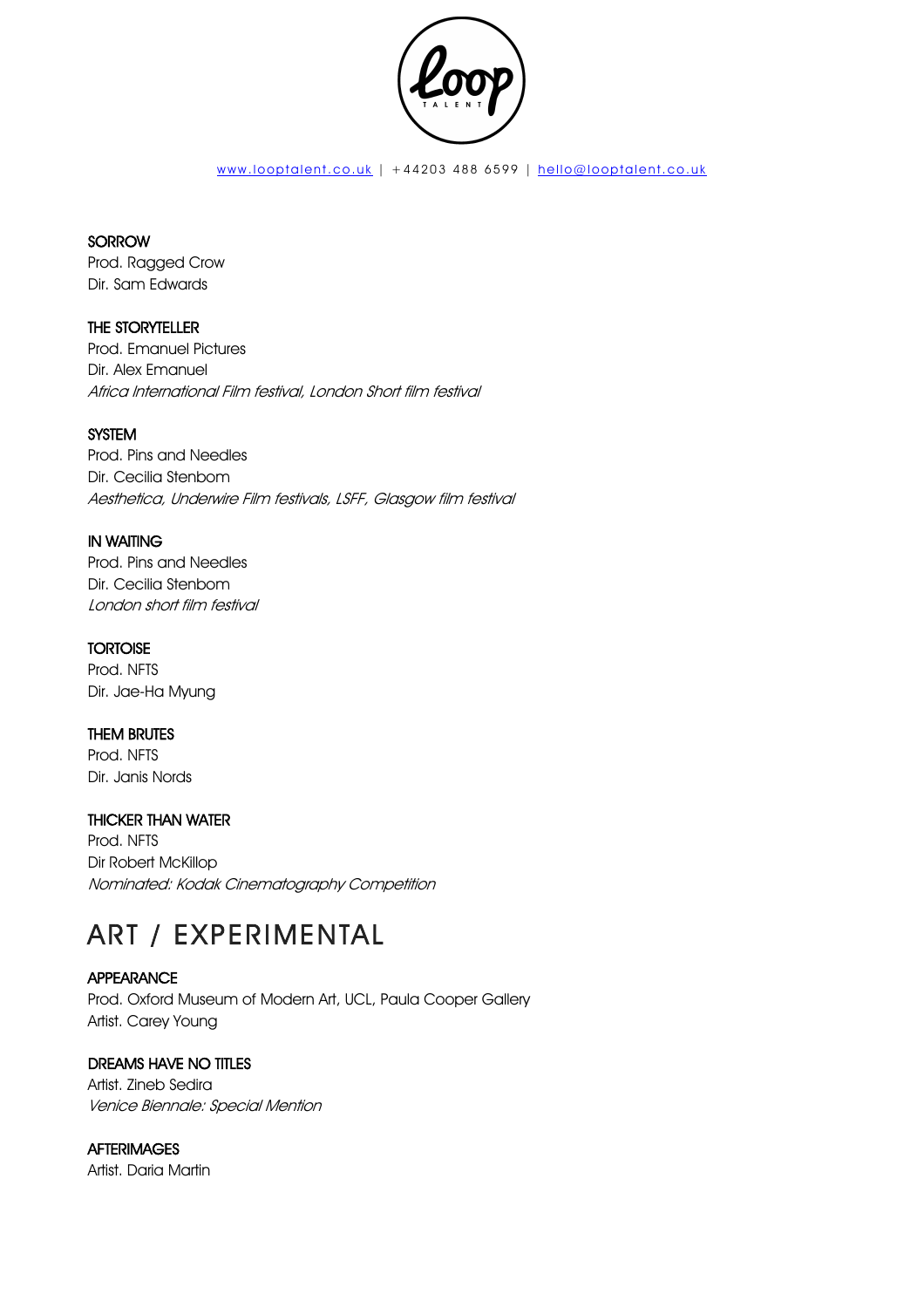**SORROW**
Prod. Ragged Crow
Dir. Sam Edwards

**THE STORYTELLER**
Prod. Emanuel Pictures
Dir. Alex Emanuel
*Africa International Film festival, London Short film festival*

**SYSTEM**
Prod. Pins and Needles
Dir. Cecilia Stenbom
*Aesthetica, Underwire Film festivals, LSFF, Glasgow film festival*

**IN WAITING**
Prod. Pins and Needles
Dir. Cecilia Stenbom
*London short film festival*

**TORTOISE**
Prod. NFTS
Dir. Jae-Ha Myung

**THEM BRUTES**
Prod. NFTS
Dir. Janis Nords

**THICKER THAN WATER**
Prod. NFTS
Dir Robert McKillop
*Nominated: Kodak Cinematography Competition*

# ART / EXPERIMENTAL

**APPEARANCE**
Prod. Oxford Museum of Modern Art, UCL, Paula Cooper Gallery
Artist. Carey Young

**DREAMS HAVE NO TITLES**
Artist. Zineb Sedira
*Venice Biennale: Special Mention*

**AFTERIMAGES**
Artist. Daria Martin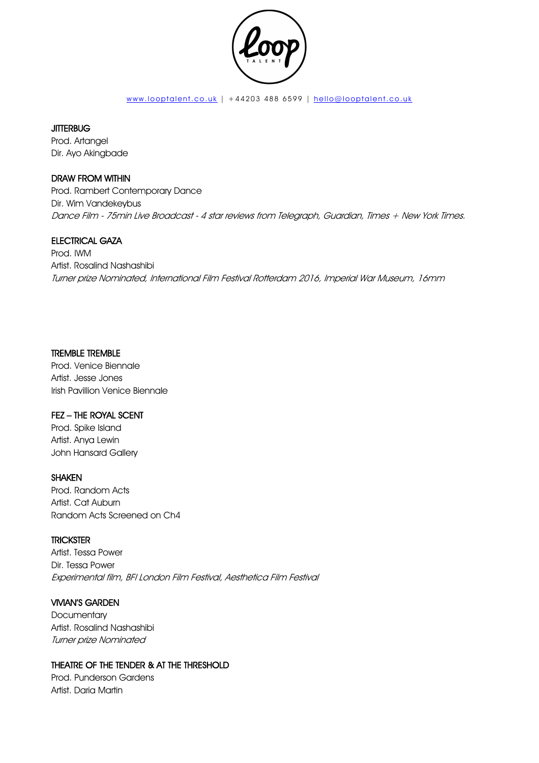**JITTERBUG**
Prod. Artangel
Dir. Ayo Akingbade

**DRAW FROM WITHIN**
Prod. Rambert Contemporary Dance
Dir. Wim Vandekeybus
*Dance Film - 75min Live Broadcast - 4 star reviews from Telegraph, Guardian, Times + New York Times.*

**ELECTRICAL GAZA**
Prod. IWM
Artist. Rosalind Nashashibi
*Turner prize Nominated, International Film Festival Rotterdam 2016, Imperial War Museum, 16mm*

**TREMBLE TREMBLE**
Prod. Venice Biennale
Artist. Jesse Jones
Irish Pavillion Venice Biennale

**FEZ – THE ROYAL SCENT**
Prod. Spike Island
Artist. Anya Lewin
John Hansard Gallery

**SHAKEN**
Prod. Random Acts
Artist. Cat Auburn
Random Acts Screened on Ch4

**TRICKSTER**
Artist. Tessa Power
Dir. Tessa Power
*Experimental film, BFI London Film Festival, Aesthetica Film Festival*

**VIVIAN'S GARDEN**
Documentary
Artist. Rosalind Nashashibi
*Turner prize Nominated*

**THEATRE OF THE TENDER & AT THE THRESHOLD**
Prod. Punderson Gardens
Artist. Daria Martin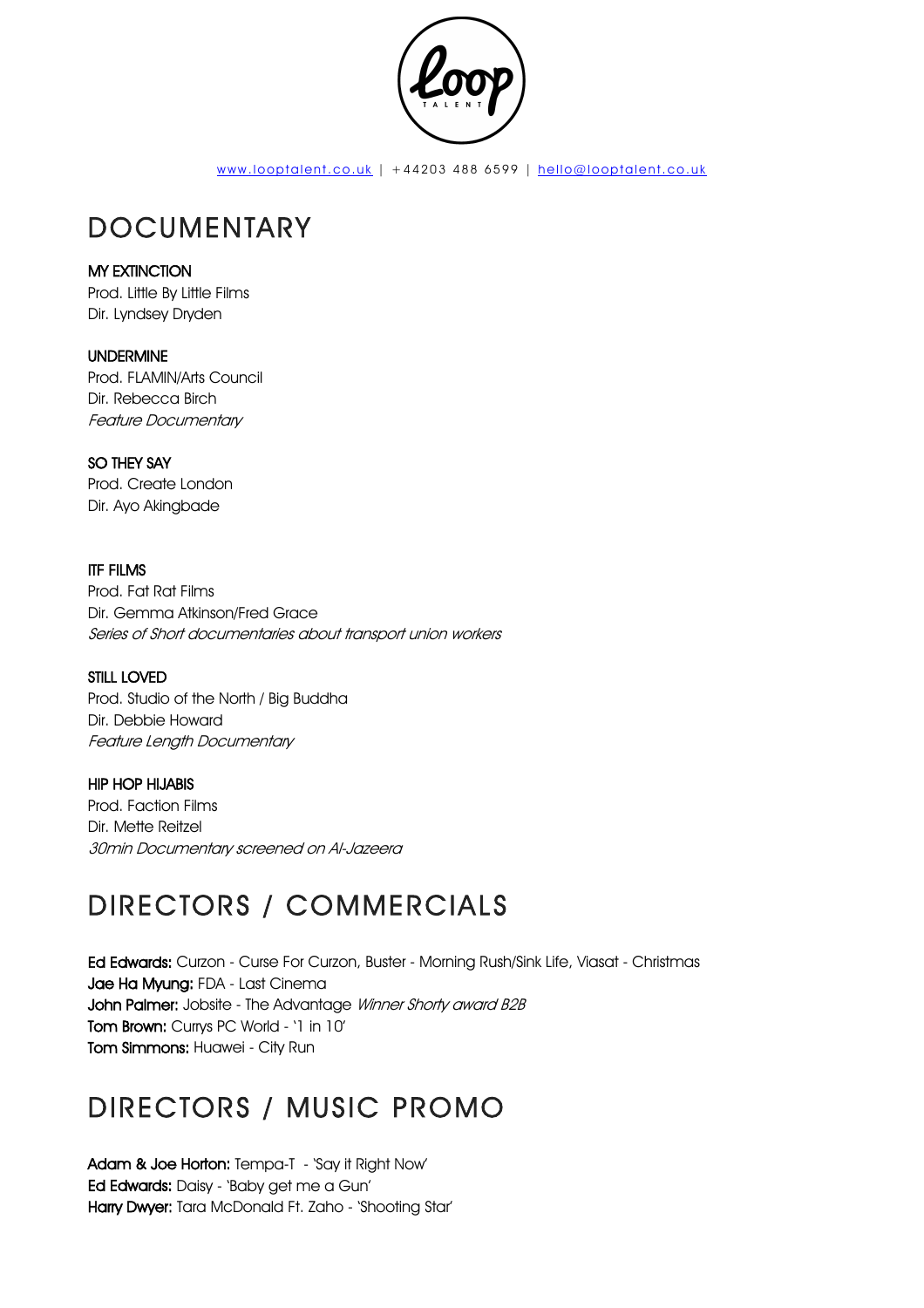www.looptalent.co.uk | +44203 488 6599 | hello@looptalent.co.uk

## DOCUMENTARY

**MY EXTINCTION**
Prod. Little By Little Films
Dir. Lyndsey Dryden

**UNDERMINE**
Prod. FLAMIN/Arts Council
Dir. Rebecca Birch
*Feature Documentary*

**SO THEY SAY**
Prod. Create London
Dir. Ayo Akingbade

**ITF FILMS**
Prod. Fat Rat Films
Dir. Gemma Atkinson/Fred Grace
*Series of Short documentaries about transport union workers*

**STILL LOVED**
Prod. Studio of the North / Big Buddha
Dir. Debbie Howard
*Feature Length Documentary*

**HIP HOP HIJABIS**
Prod. Faction Films
Dir. Mette Reitzel
*30min Documentary screened on Al-Jazeera*

## DIRECTORS / COMMERCIALS

**Ed Edwards:** Curzon - Curse For Curzon, Buster - Morning Rush/Sink Life, Viasat - Christmas
**Jae Ha Myung:** FDA - Last Cinema
**John Palmer:** Jobsite - The Advantage *Winner Shorty award B2B*
**Tom Brown:** Currys PC World - '1 in 10'
**Tom Simmons:** Huawei - City Run

## DIRECTORS / MUSIC PROMO

**Adam & Joe Horton:** Tempa-T - 'Say it Right Now'
**Ed Edwards:** Daisy - 'Baby get me a Gun'
**Harry Dwyer:** Tara McDonald Ft. Zaho - 'Shooting Star'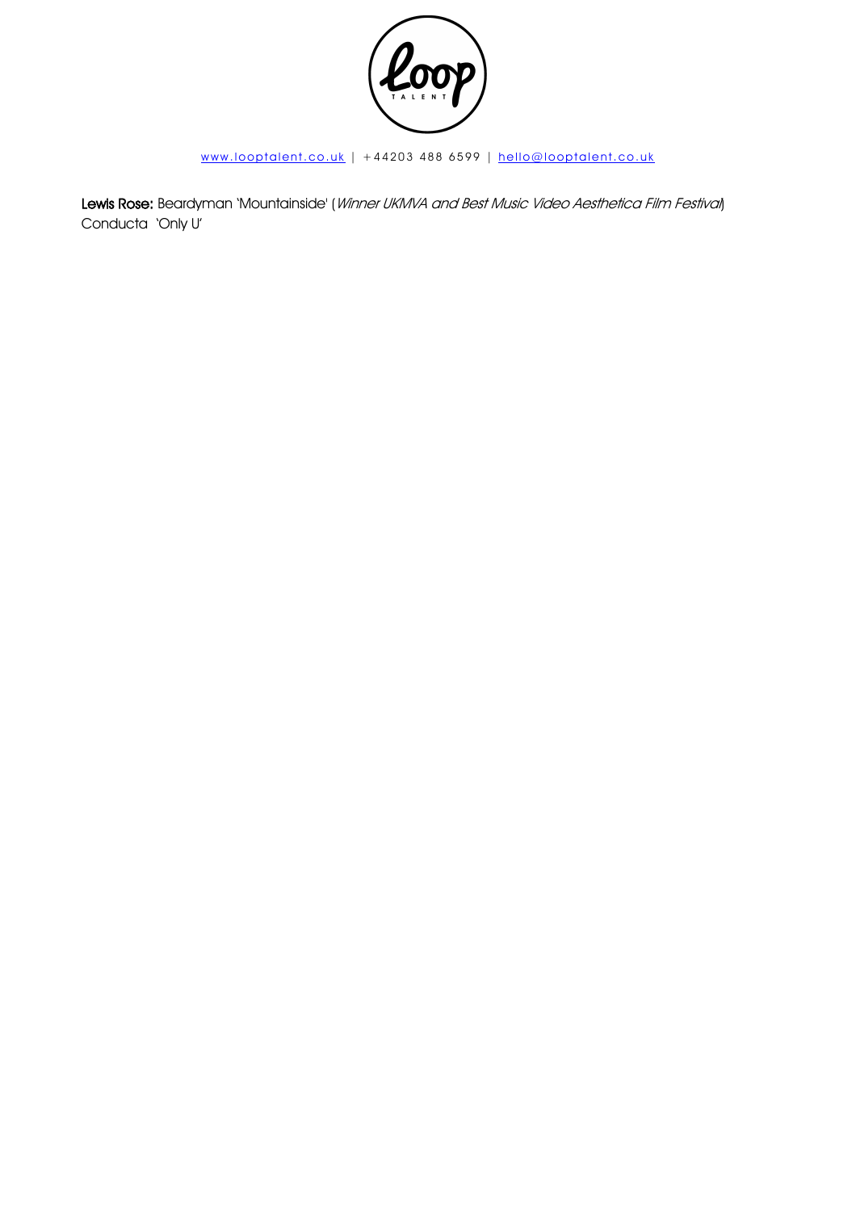**Lewis Rose:** Beardyman 'Mountainside' (*Winner UKMVA and Best Music Video Aesthetica Film Festival*)
Conducta 'Only U'